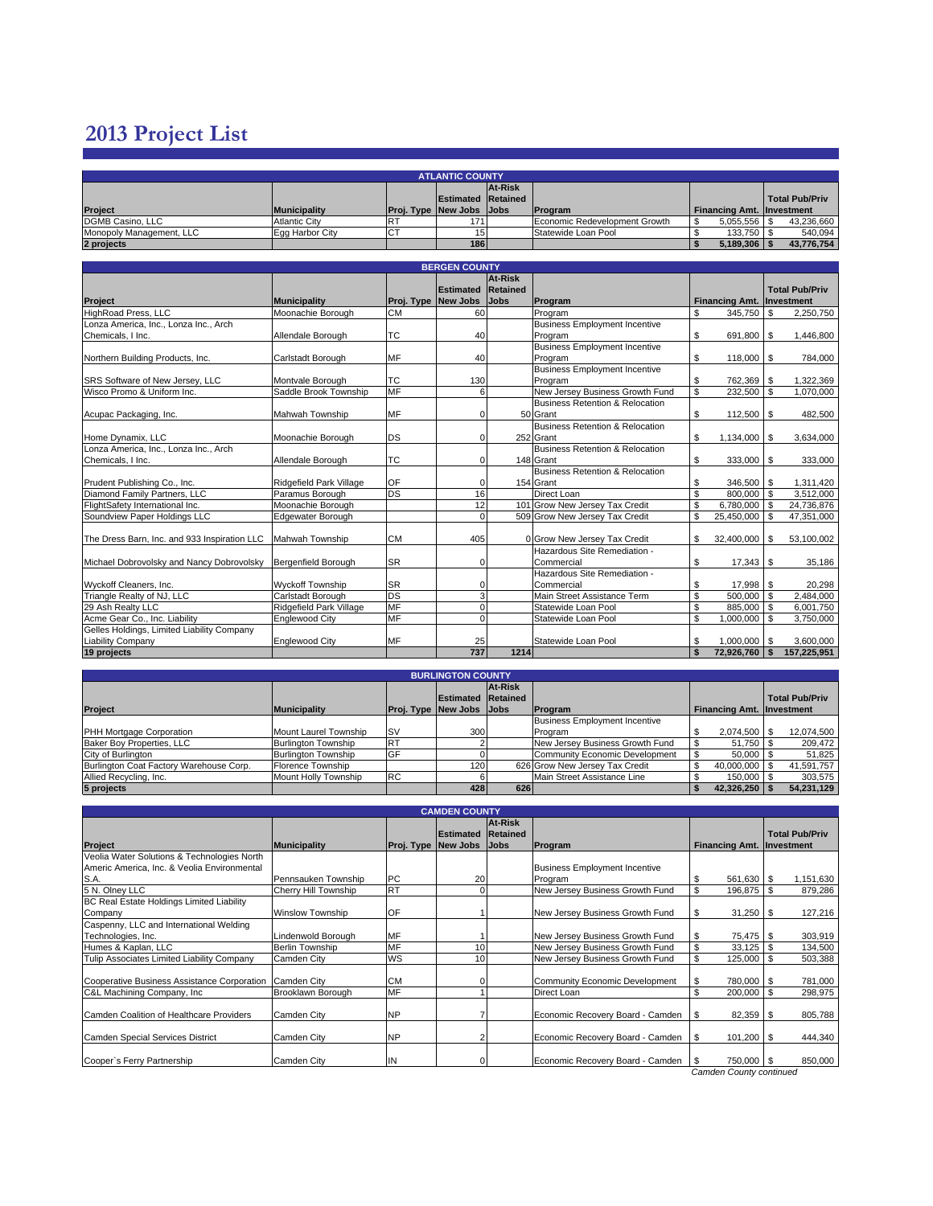# 2013 Project List

## ATLANTIC COUNTY

| Project | Municipality | Proj. Type | Estimated New Jobs | At-Risk Retained Jobs | Program | Financing Amt. | Total Pub/Priv Investment |
|---|---|---|---|---|---|---|---|
| DGMB Casino, LLC | Atlantic City | RT | 171 | | Economic Redevelopment Growth | $ 5,055,556 | $ 43,236,660 |
| Monopoly Management, LLC | Egg Harbor City | CT | 15 | | Statewide Loan Pool | $ 133,750 | $ 540,094 |
| **2 projects** | | | **186** | | | **$ 5,189,306** | **$ 43,776,754** |

## BERGEN COUNTY

| Project | Municipality | Proj. Type | Estimated New Jobs | At-Risk Retained Jobs | Program | Financing Amt. | Total Pub/Priv Investment |
|---|---|---|---|---|---|---|---|
| HighRoad Press, LLC | Moonachie Borough | CM | 60 | | Program | $ 345,750 | $ 2,250,750 |
| Lonza America, Inc., Lonza Inc., Arch Chemicals, I Inc. | Allendale Borough | TC | 40 | | Business Employment Incentive Program | $ 691,800 | $ 1,446,800 |
| Northern Building Products, Inc. | Carlstadt Borough | MF | 40 | | Business Employment Incentive Program | $ 118,000 | $ 784,000 |
| SRS Software of New Jersey, LLC | Montvale Borough | TC | 130 | | Business Employment Incentive Program | $ 762,369 | $ 1,322,369 |
| Wisco Promo & Uniform Inc. | Saddle Brook Township | MF | 6 | | New Jersey Business Growth Fund | $ 232,500 | $ 1,070,000 |
| Acupac Packaging, Inc. | Mahwah Township | MF | 0 | 50 | Business Retention & Relocation Grant | $ 112,500 | $ 482,500 |
| Home Dynamix, LLC | Moonachie Borough | DS | 0 | 252 | Business Retention & Relocation Grant | $ 1,134,000 | $ 3,634,000 |
| Lonza America, Inc., Lonza Inc., Arch Chemicals, I Inc. | Allendale Borough | TC | 0 | 148 | Business Retention & Relocation Grant | $ 333,000 | $ 333,000 |
| Prudent Publishing Co., Inc. | Ridgefield Park Village | OF | 0 | 154 | Business Retention & Relocation Grant | $ 346,500 | $ 1,311,420 |
| Diamond Family Partners, LLC | Paramus Borough | DS | 16 | | Direct Loan | $ 800,000 | $ 3,512,000 |
| FlightSafety International Inc. | Moonachie Borough | | 12 | 101 | Grow New Jersey Tax Credit | $ 6,780,000 | $ 24,736,876 |
| Soundview Paper Holdings LLC | Edgewater Borough | | 0 | 509 | Grow New Jersey Tax Credit | $ 25,450,000 | $ 47,351,000 |
| The Dress Barn, Inc. and 933 Inspiration LLC | Mahwah Township | CM | 405 | 0 | Grow New Jersey Tax Credit | $ 32,400,000 | $ 53,100,002 |
| Michael Dobrovolsky and Nancy Dobrovolsky | Bergenfield Borough | SR | 0 | | Hazardous Site Remediation - Commercial | $ 17,343 | $ 35,186 |
| Wyckoff Cleaners, Inc. | Wyckoff Township | SR | 0 | | Hazardous Site Remediation - Commercial | $ 17,998 | $ 20,298 |
| Triangle Realty of NJ, LLC | Carlstadt Borough | DS | 3 | | Main Street Assistance Term | $ 500,000 | $ 2,484,000 |
| 29 Ash Realty LLC | Ridgefield Park Village | MF | 0 | | Statewide Loan Pool | $ 885,000 | $ 6,001,750 |
| Acme Gear Co., Inc. Liability | Englewood City | MF | 0 | | Statewide Loan Pool | $ 1,000,000 | $ 3,750,000 |
| Gelles Holdings, Limited Liability Company Liability Company | Englewood City | MF | 25 | | Statewide Loan Pool | $ 1,000,000 | $ 3,600,000 |
| **19 projects** | | | **737** | **1214** | | **$ 72,926,760** | **$ 157,225,951** |

## BURLINGTON COUNTY

| Project | Municipality | Proj. Type | Estimated New Jobs | At-Risk Retained Jobs | Program | Financing Amt. | Total Pub/Priv Investment |
|---|---|---|---|---|---|---|---|
| PHH Mortgage Corporation | Mount Laurel Township | SV | 300 | | Business Employment Incentive Program | $ 2,074,500 | $ 12,074,500 |
| Baker Boy Properties, LLC | Burlington Township | RT | 2 | | New Jersey Business Growth Fund | $ 51,750 | $ 209,472 |
| City of Burlington | Burlington Township | GF | 0 | | Community Economic Development | $ 50,000 | $ 51,825 |
| Burlington Coat Factory Warehouse Corp. | Florence Township | | 120 | 626 | Grow New Jersey Tax Credit | $ 40,000,000 | $ 41,591,757 |
| Allied Recycling, Inc. | Mount Holly Township | RC | 6 | | Main Street Assistance Line | $ 150,000 | $ 303,575 |
| **5 projects** | | | **428** | **626** | | **$ 42,326,250** | **$ 54,231,129** |

## CAMDEN COUNTY

| Project | Municipality | Proj. Type | Estimated New Jobs | At-Risk Retained Jobs | Program | Financing Amt. | Total Pub/Priv Investment |
|---|---|---|---|---|---|---|---|
| Veolia Water Solutions & Technologies North Americ America, Inc. & Veolia Environmental S.A. | Pennsauken Township | PC | 20 | | Business Employment Incentive Program | $ 561,630 | $ 1,151,630 |
| 5 N. Olney LLC | Cherry Hill Township | RT | 0 | | New Jersey Business Growth Fund | $ 196,875 | $ 879,286 |
| BC Real Estate Holdings Limited Liability Company | Winslow Township | OF | 1 | | New Jersey Business Growth Fund | $ 31,250 | $ 127,216 |
| Caspenny, LLC and International Welding Technologies, Inc. | Lindenwold Borough | MF | 1 | | New Jersey Business Growth Fund | $ 75,475 | $ 303,919 |
| Humes & Kaplan, LLC | Berlin Township | MF | 10 | | New Jersey Business Growth Fund | $ 33,125 | $ 134,500 |
| Tulip Associates Limited Liability Company | Camden City | WS | 10 | | New Jersey Business Growth Fund | $ 125,000 | $ 503,388 |
| Cooperative Business Assistance Corporation | Camden City | CM | 0 | | Community Economic Development | $ 780,000 | $ 781,000 |
| C&L Machining Company, Inc | Brooklawn Borough | MF | 1 | | Direct Loan | $ 200,000 | $ 298,975 |
| Camden Coalition of Healthcare Providers | Camden City | NP | 7 | | Economic Recovery Board - Camden | $ 82,359 | $ 805,788 |
| Camden Special Services District | Camden City | NP | 2 | | Economic Recovery Board - Camden | $ 101,200 | $ 444,340 |
| Cooper`s Ferry Partnership | Camden City | IN | 0 | | Economic Recovery Board - Camden | $ 750,000 | $ 850,000 |

*Camden County continued*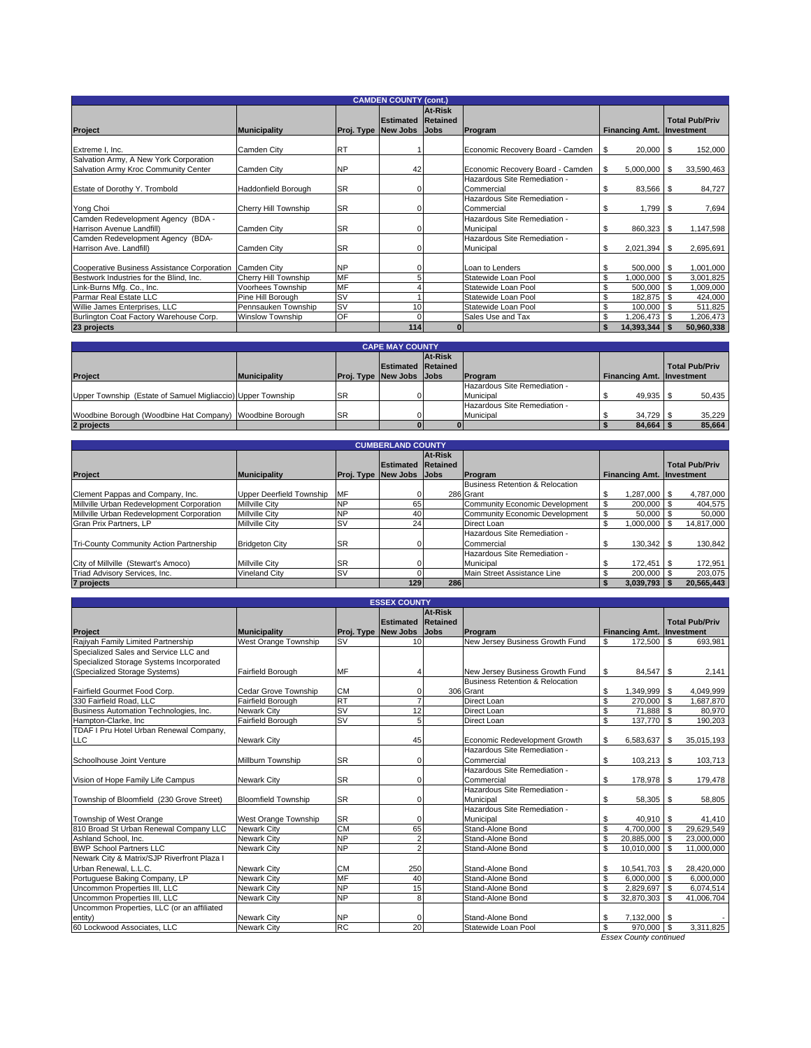## CAMDEN COUNTY (cont.)

| Project | Municipality | Proj. Type | Estimated New Jobs | At-Risk Retained Jobs | Program | Financing Amt. | Total Pub/Priv Investment |
|---|---|---|---|---|---|---|---|
| Extreme I, Inc. | Camden City | RT | 1 | | Economic Recovery Board - Camden | $ 20,000 | $ 152,000 |
| Salvation Army, A New York Corporation Salvation Army Kroc Community Center | Camden City | NP | 42 | | Economic Recovery Board - Camden | $ 5,000,000 | $ 33,590,463 |
| Estate of Dorothy Y. Trombold | Haddonfield Borough | SR | 0 | | Hazardous Site Remediation - Commercial | $ 83,566 | $ 84,727 |
| Yong Choi | Cherry Hill Township | SR | 0 | | Hazardous Site Remediation - Commercial | $ 1,799 | $ 7,694 |
| Camden Redevelopment Agency (BDA - Harrison Avenue Landfill) | Camden City | SR | 0 | | Hazardous Site Remediation - Municipal | $ 860,323 | $ 1,147,598 |
| Camden Redevelopment Agency (BDA-Harrison Ave. Landfill) | Camden City | SR | 0 | | Hazardous Site Remediation - Municipal | $ 2,021,394 | $ 2,695,691 |
| Cooperative Business Assistance Corporation | Camden City | NP | 0 | | Loan to Lenders | $ 500,000 | $ 1,001,000 |
| Bestwork Industries for the Blind, Inc. | Cherry Hill Township | MF | 5 | | Statewide Loan Pool | $ 1,000,000 | $ 3,001,825 |
| Link-Burns Mfg. Co., Inc. | Voorhees Township | MF | 4 | | Statewide Loan Pool | $ 500,000 | $ 1,009,000 |
| Parmar Real Estate LLC | Pine Hill Borough | SV | 1 | | Statewide Loan Pool | $ 182,875 | $ 424,000 |
| Willie James Enterprises, LLC | Pennsauken Township | SV | 10 | | Statewide Loan Pool | $ 100,000 | $ 511,825 |
| Burlington Coat Factory Warehouse Corp. | Winslow Township | OF | 0 | | Sales Use and Tax | $ 1,206,473 | $ 1,206,473 |
| **23 projects** | | | **114** | **0** | | **$ 14,393,344** | **$ 50,960,338** |

## CAPE MAY COUNTY

| Project | Municipality | Proj. Type | Estimated New Jobs | At-Risk Retained Jobs | Program | Financing Amt. | Total Pub/Priv Investment |
|---|---|---|---|---|---|---|---|
| Upper Township (Estate of Samuel Migliaccio) | Upper Township | SR | 0 | | Hazardous Site Remediation - Municipal | $ 49,935 | $ 50,435 |
| Woodbine Borough (Woodbine Hat Company) | Woodbine Borough | SR | 0 | | Hazardous Site Remediation - Municipal | $ 34,729 | $ 35,229 |
| **2 projects** | | | **0** | **0** | | **$ 84,664** | **$ 85,664** |

## CUMBERLAND COUNTY

| Project | Municipality | Proj. Type | Estimated New Jobs | At-Risk Retained Jobs | Program | Financing Amt. | Total Pub/Priv Investment |
|---|---|---|---|---|---|---|---|
| Clement Pappas and Company, Inc. | Upper Deerfield Township | MF | 0 | 286 | Business Retention & Relocation Grant | $ 1,287,000 | $ 4,787,000 |
| Millville Urban Redevelopment Corporation | Millville City | NP | 65 | | Community Economic Development | $ 200,000 | $ 404,575 |
| Millville Urban Redevelopment Corporation | Millville City | NP | 40 | | Community Economic Development | $ 50,000 | $ 50,000 |
| Gran Prix Partners, LP | Millville City | SV | 24 | | Direct Loan | $ 1,000,000 | $ 14,817,000 |
| Tri-County Community Action Partnership | Bridgeton City | SR | 0 | | Hazardous Site Remediation - Commercial | $ 130,342 | $ 130,842 |
| City of Millville (Stewart's Amoco) | Millville City | SR | 0 | | Hazardous Site Remediation - Municipal | $ 172,451 | $ 172,951 |
| Triad Advisory Services, Inc. | Vineland City | SV | 0 | | Main Street Assistance Line | $ 200,000 | $ 203,075 |
| **7 projects** | | | **129** | **286** | | **$ 3,039,793** | **$ 20,565,443** |

## ESSEX COUNTY

| Project | Municipality | Proj. Type | Estimated New Jobs | At-Risk Retained Jobs | Program | Financing Amt. | Total Pub/Priv Investment |
|---|---|---|---|---|---|---|---|
| Rajiyah Family Limited Partnership | West Orange Township | SV | 10 | | New Jersey Business Growth Fund | $ 172,500 | $ 693,981 |
| Specialized Sales and Service LLC and Specialized Storage Systems Incorporated (Specialized Storage Systems) | Fairfield Borough | MF | 4 | | New Jersey Business Growth Fund | $ 84,547 | $ 2,141 |
| Fairfield Gourmet Food Corp. | Cedar Grove Township | CM | 0 | 306 | Business Retention & Relocation Grant | $ 1,349,999 | $ 4,049,999 |
| 330 Fairfield Road, LLC | Fairfield Borough | RT | 7 | | Direct Loan | $ 270,000 | $ 1,687,870 |
| Business Automation Technologies, Inc. | Newark City | SV | 12 | | Direct Loan | $ 71,888 | $ 80,970 |
| Hampton-Clarke, Inc | Fairfield Borough | SV | 5 | | Direct Loan | $ 137,770 | $ 190,203 |
| TDAF I Pru Hotel Urban Renewal Company, LLC | Newark City | | 45 | | Economic Redevelopment Growth | $ 6,583,637 | $ 35,015,193 |
| Schoolhouse Joint Venture | Millburn Township | SR | 0 | | Hazardous Site Remediation - Commercial | $ 103,213 | $ 103,713 |
| Vision of Hope Family Life Campus | Newark City | SR | 0 | | Hazardous Site Remediation - Commercial | $ 178,978 | $ 179,478 |
| Township of Bloomfield (230 Grove Street) | Bloomfield Township | SR | 0 | | Hazardous Site Remediation - Municipal | $ 58,305 | $ 58,805 |
| Township of West Orange | West Orange Township | SR | 0 | | Hazardous Site Remediation - Municipal | $ 40,910 | $ 41,410 |
| 810 Broad St Urban Renewal Company LLC | Newark City | CM | 65 | | Stand-Alone Bond | $ 4,700,000 | $ 29,629,549 |
| Ashland School, Inc. | Newark City | NP | 2 | | Stand-Alone Bond | $ 20,885,000 | $ 23,000,000 |
| BWP School Partners LLC | Newark City | NP | 2 | | Stand-Alone Bond | $ 10,010,000 | $ 11,000,000 |
| Newark City & Matrix/SJP Riverfront Plaza I Urban Renewal, L.L.C. | Newark City | CM | 250 | | Stand-Alone Bond | $ 10,541,703 | $ 28,420,000 |
| Portuguese Baking Company, LP | Newark City | MF | 40 | | Stand-Alone Bond | $ 6,000,000 | $ 6,000,000 |
| Uncommon Properties III, LLC | Newark City | NP | 15 | | Stand-Alone Bond | $ 2,829,697 | $ 6,074,514 |
| Uncommon Properties III, LLC | Newark City | NP | 8 | | Stand-Alone Bond | $ 32,870,303 | $ 41,006,704 |
| Uncommon Properties, LLC (or an affiliated entity) | Newark City | NP | 0 | | Stand-Alone Bond | $ 7,132,000 | $ - |
| 60 Lockwood Associates, LLC | Newark City | RC | 20 | | Statewide Loan Pool | $ 970,000 | $ 3,311,825 |

*Essex County continued*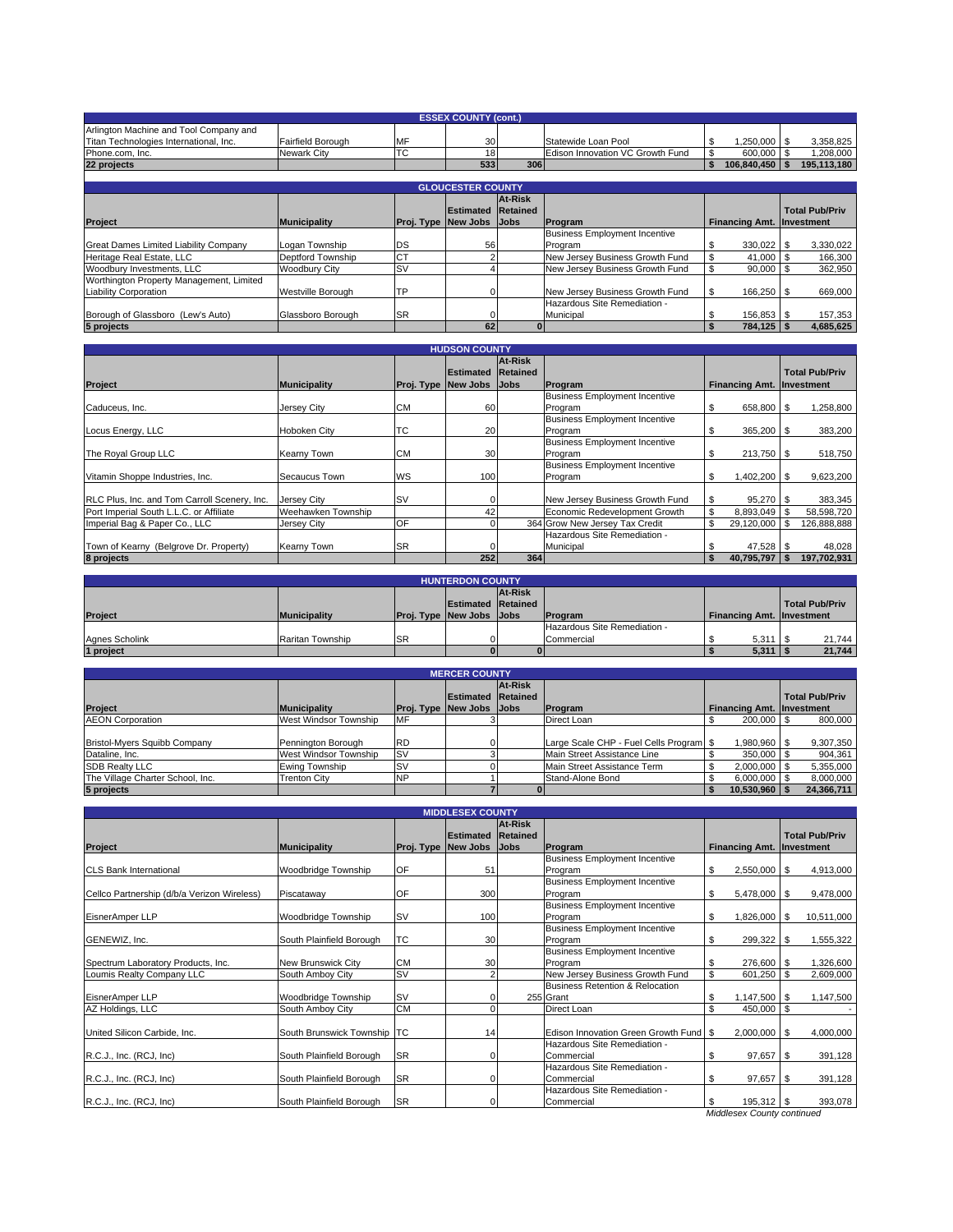## ESSEX COUNTY (cont.)

| Project | Municipality | Proj. Type | Estimated New Jobs | At-Risk Retained Jobs | Program | Financing Amt. | Total Pub/Priv Investment |
|---|---|---|---|---|---|---|---|
| Arlington Machine and Tool Company and Titan Technologies International, Inc. | Fairfield Borough | MF | 30 | | Statewide Loan Pool | $ 1,250,000 | $ 3,358,825 |
| Phone.com, Inc. | Newark City | TC | 18 | | Edison Innovation VC Growth Fund | $ 600,000 | $ 1,208,000 |
| **22 projects** | | | **533** | **306** | | **$ 106,840,450** | **$ 195,113,180** |

## GLOUCESTER COUNTY

| Project | Municipality | Proj. Type | Estimated New Jobs | At-Risk Retained Jobs | Program | Financing Amt. | Total Pub/Priv Investment |
|---|---|---|---|---|---|---|---|
| Great Dames Limited Liability Company | Logan Township | DS | 56 | | Business Employment Incentive Program | $ 330,022 | $ 3,330,022 |
| Heritage Real Estate, LLC | Deptford Township | CT | 2 | | New Jersey Business Growth Fund | $ 41,000 | $ 166,300 |
| Woodbury Investments, LLC | Woodbury City | SV | 4 | | New Jersey Business Growth Fund | $ 90,000 | $ 362,950 |
| Worthington Property Management, Limited Liability Corporation | Westville Borough | TP | 0 | | New Jersey Business Growth Fund | $ 166,250 | $ 669,000 |
| Borough of Glassboro (Lew's Auto) | Glassboro Borough | SR | 0 | | Hazardous Site Remediation - Municipal | $ 156,853 | $ 157,353 |
| **5 projects** | | | **62** | **0** | | **$ 784,125** | **$ 4,685,625** |

## HUDSON COUNTY

| Project | Municipality | Proj. Type | Estimated New Jobs | At-Risk Retained Jobs | Program | Financing Amt. | Total Pub/Priv Investment |
|---|---|---|---|---|---|---|---|
| Caduceus, Inc. | Jersey City | CM | 60 | | Business Employment Incentive Program | $ 658,800 | $ 1,258,800 |
| Locus Energy, LLC | Hoboken City | TC | 20 | | Business Employment Incentive Program | $ 365,200 | $ 383,200 |
| The Royal Group LLC | Kearny Town | CM | 30 | | Business Employment Incentive Program | $ 213,750 | $ 518,750 |
| Vitamin Shoppe Industries, Inc. | Secaucus Town | WS | 100 | | Business Employment Incentive Program | $ 1,402,200 | $ 9,623,200 |
| RLC Plus, Inc. and Tom Carroll Scenery, Inc. | Jersey City | SV | 0 | | New Jersey Business Growth Fund | $ 95,270 | $ 383,345 |
| Port Imperial South L.L.C. or Affiliate | Weehawken Township | | 42 | | Economic Redevelopment Growth | $ 8,893,049 | $ 58,598,720 |
| Imperial Bag & Paper Co., LLC | Jersey City | OF | 0 | 364 | Grow New Jersey Tax Credit | $ 29,120,000 | $ 126,888,888 |
| Town of Kearny (Belgrove Dr. Property) | Kearny Town | SR | 0 | | Hazardous Site Remediation - Municipal | $ 47,528 | $ 48,028 |
| **8 projects** | | | **252** | **364** | | **$ 40,795,797** | **$ 197,702,931** |

## HUNTERDON COUNTY

| Project | Municipality | Proj. Type | Estimated New Jobs | At-Risk Retained Jobs | Program | Financing Amt. | Total Pub/Priv Investment |
|---|---|---|---|---|---|---|---|
| Agnes Scholink | Raritan Township | SR | 0 | | Hazardous Site Remediation - Commercial | $ 5,311 | $ 21,744 |
| **1 project** | | | **0** | **0** | | **$ 5,311** | **$ 21,744** |

## MERCER COUNTY

| Project | Municipality | Proj. Type | Estimated New Jobs | At-Risk Retained Jobs | Program | Financing Amt. | Total Pub/Priv Investment |
|---|---|---|---|---|---|---|---|
| AEON Corporation | West Windsor Township | MF | 3 | | Direct Loan | $ 200,000 | $ 800,000 |
| Bristol-Myers Squibb Company | Pennington Borough | RD | 0 | | Large Scale CHP - Fuel Cells Program | $ 1,980,960 | $ 9,307,350 |
| Dataline, Inc. | West Windsor Township | SV | 3 | | Main Street Assistance Line | $ 350,000 | $ 904,361 |
| SDB Realty LLC | Ewing Township | SV | 0 | | Main Street Assistance Term | $ 2,000,000 | $ 5,355,000 |
| The Village Charter School, Inc. | Trenton City | NP | 1 | | Stand-Alone Bond | $ 6,000,000 | $ 8,000,000 |
| **5 projects** | | | **7** | **0** | | **$ 10,530,960** | **$ 24,366,711** |

## MIDDLESEX COUNTY

| Project | Municipality | Proj. Type | Estimated New Jobs | At-Risk Retained Jobs | Program | Financing Amt. | Total Pub/Priv Investment |
|---|---|---|---|---|---|---|---|
| CLS Bank International | Woodbridge Township | OF | 51 | | Business Employment Incentive Program | $ 2,550,000 | $ 4,913,000 |
| Cellco Partnership (d/b/a Verizon Wireless) | Piscataway | OF | 300 | | Business Employment Incentive Program | $ 5,478,000 | $ 9,478,000 |
| EisnerAmper LLP | Woodbridge Township | SV | 100 | | Business Employment Incentive Program | $ 1,826,000 | $ 10,511,000 |
| GENEWIZ, Inc. | South Plainfield Borough | TC | 30 | | Business Employment Incentive Program | $ 299,322 | $ 1,555,322 |
| Spectrum Laboratory Products, Inc. | New Brunswick City | CM | 30 | | Business Employment Incentive Program | $ 276,600 | $ 1,326,600 |
| Loumis Realty Company LLC | South Amboy City | SV | 2 | | New Jersey Business Growth Fund | $ 601,250 | $ 2,609,000 |
| EisnerAmper LLP | Woodbridge Township | SV | 0 | 255 | Business Retention & Relocation Grant | $ 1,147,500 | $ 1,147,500 |
| AZ Holdings, LLC | South Amboy City | CM | 0 | | Direct Loan | $ 450,000 | $ - |
| United Silicon Carbide, Inc. | South Brunswick Township | TC | 14 | | Edison Innovation Green Growth Fund | $ 2,000,000 | $ 4,000,000 |
| R.C.J., Inc. (RCJ, Inc) | South Plainfield Borough | SR | 0 | | Hazardous Site Remediation - Commercial | $ 97,657 | $ 391,128 |
| R.C.J., Inc. (RCJ, Inc) | South Plainfield Borough | SR | 0 | | Hazardous Site Remediation - Commercial | $ 97,657 | $ 391,128 |
| R.C.J., Inc. (RCJ, Inc) | South Plainfield Borough | SR | 0 | | Hazardous Site Remediation - Commercial | $ 195,312 | $ 393,078 |

*Middlesex County continued*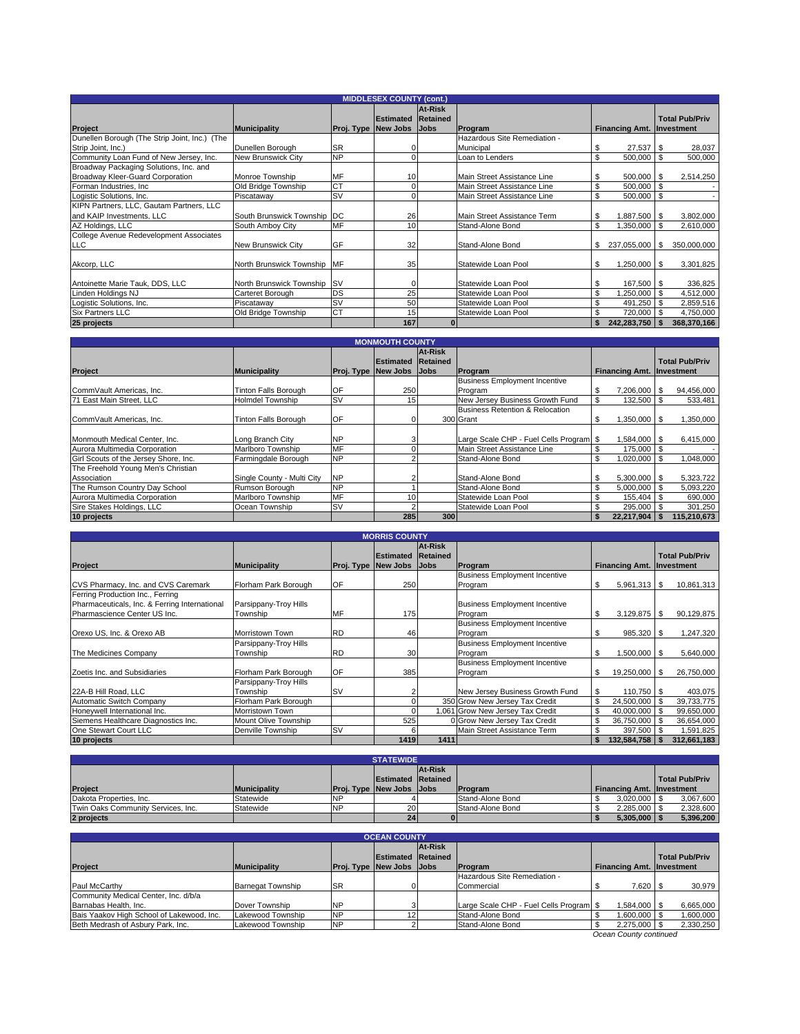## MIDDLESEX COUNTY (cont.)

| Project | Municipality | Proj. Type | Estimated New Jobs | At-Risk Retained Jobs | Program | Financing Amt. | Total Pub/Priv Investment |
|---|---|---|---|---|---|---|---|
| Dunellen Borough (The Strip Joint, Inc.) (The Strip Joint, Inc.) | Dunellen Borough | SR | 0 | | Hazardous Site Remediation - Municipal | $ 27,537 | $ 28,037 |
| Community Loan Fund of New Jersey, Inc. | New Brunswick City | NP | 0 | | Loan to Lenders | $ 500,000 | $ 500,000 |
| Broadway Packaging Solutions, Inc. and Broadway Kleer-Guard Corporation | Monroe Township | MF | 10 | | Main Street Assistance Line | $ 500,000 | $ 2,514,250 |
| Forman Industries, Inc | Old Bridge Township | CT | 0 | | Main Street Assistance Line | $ 500,000 | $ - |
| Logistic Solutions, Inc. | Piscataway | SV | 0 | | Main Street Assistance Line | $ 500,000 | $ - |
| KIPN Partners, LLC, Gautam Partners, LLC and KAIP Investments, LLC | South Brunswick Township | DC | 26 | | Main Street Assistance Term | $ 1,887,500 | $ 3,802,000 |
| AZ Holdings, LLC | South Amboy City | MF | 10 | | Stand-Alone Bond | $ 1,350,000 | $ 2,610,000 |
| College Avenue Redevelopment Associates LLC | New Brunswick City | GF | 32 | | Stand-Alone Bond | $ 237,055,000 | $ 350,000,000 |
| Akcorp, LLC | North Brunswick Township | MF | 35 | | Statewide Loan Pool | $ 1,250,000 | $ 3,301,825 |
| Antoinette Marie Tauk, DDS, LLC | North Brunswick Township | SV | 0 | | Statewide Loan Pool | $ 167,500 | $ 336,825 |
| Linden Holdings NJ | Carteret Borough | DS | 25 | | Statewide Loan Pool | $ 1,250,000 | $ 4,512,000 |
| Logistic Solutions, Inc. | Piscataway | SV | 50 | | Statewide Loan Pool | $ 491,250 | $ 2,859,516 |
| Six Partners LLC | Old Bridge Township | CT | 15 | | Statewide Loan Pool | $ 720,000 | $ 4,750,000 |
| **25 projects** | | | **167** | **0** | | **$ 242,283,750** | **$ 368,370,166** |

## MONMOUTH COUNTY

| Project | Municipality | Proj. Type | Estimated New Jobs | At-Risk Retained Jobs | Program | Financing Amt. | Total Pub/Priv Investment |
|---|---|---|---|---|---|---|---|
| CommVault Americas, Inc. | Tinton Falls Borough | OF | 250 | | Business Employment Incentive Program | $ 7,206,000 | $ 94,456,000 |
| 71 East Main Street, LLC | Holmdel Township | SV | 15 | | New Jersey Business Growth Fund | $ 132,500 | $ 533,481 |
| CommVault Americas, Inc. | Tinton Falls Borough | OF | 0 | 300 | Business Retention & Relocation Grant | $ 1,350,000 | $ 1,350,000 |
| Monmouth Medical Center, Inc. | Long Branch City | NP | 3 | | Large Scale CHP - Fuel Cells Program | $ 1,584,000 | $ 6,415,000 |
| Aurora Multimedia Corporation | Marlboro Township | MF | 0 | | Main Street Assistance Line | $ 175,000 | $ - |
| Girl Scouts of the Jersey Shore, Inc. | Farmingdale Borough | NP | 2 | | Stand-Alone Bond | $ 1,020,000 | $ 1,048,000 |
| The Freehold Young Men's Christian Association | Single County - Multi City | NP | 2 | | Stand-Alone Bond | $ 5,300,000 | $ 5,323,722 |
| The Rumson Country Day School | Rumson Borough | NP | 1 | | Stand-Alone Bond | $ 5,000,000 | $ 5,093,220 |
| Aurora Multimedia Corporation | Marlboro Township | MF | 10 | | Statewide Loan Pool | $ 155,404 | $ 690,000 |
| Sire Stakes Holdings, LLC | Ocean Township | SV | 2 | | Statewide Loan Pool | $ 295,000 | $ 301,250 |
| **10 projects** | | | **285** | **300** | | **$ 22,217,904** | **$ 115,210,673** |

## MORRIS COUNTY

| Project | Municipality | Proj. Type | Estimated New Jobs | At-Risk Retained Jobs | Program | Financing Amt. | Total Pub/Priv Investment |
|---|---|---|---|---|---|---|---|
| CVS Pharmacy, Inc. and CVS Caremark | Florham Park Borough | OF | 250 | | Business Employment Incentive Program | $ 5,961,313 | $ 10,861,313 |
| Ferring Production Inc., Ferring Pharmaceuticals, Inc. & Ferring International Pharmascience Center US Inc. | Parsippany-Troy Hills Township | MF | 175 | | Business Employment Incentive Program | $ 3,129,875 | $ 90,129,875 |
| Orexo US, Inc. & Orexo AB | Morristown Town | RD | 46 | | Business Employment Incentive Program | $ 985,320 | $ 1,247,320 |
| The Medicines Company | Parsippany-Troy Hills Township | RD | 30 | | Business Employment Incentive Program | $ 1,500,000 | $ 5,640,000 |
| Zoetis Inc. and Subsidiaries | Florham Park Borough | OF | 385 | | Business Employment Incentive Program | $ 19,250,000 | $ 26,750,000 |
| 22A-B Hill Road, LLC | Parsippany-Troy Hills Township | SV | 2 | | New Jersey Business Growth Fund | $ 110,750 | $ 403,075 |
| Automatic Switch Company | Florham Park Borough | | 0 | 350 | Grow New Jersey Tax Credit | $ 24,500,000 | $ 39,733,775 |
| Honeywell International Inc. | Morristown Town | | 0 | 1,061 | Grow New Jersey Tax Credit | $ 40,000,000 | $ 99,650,000 |
| Siemens Healthcare Diagnostics Inc. | Mount Olive Township | | 525 | 0 | Grow New Jersey Tax Credit | $ 36,750,000 | $ 36,654,000 |
| One Stewart Court LLC | Denville Township | SV | 6 | | Main Street Assistance Term | $ 397,500 | $ 1,591,825 |
| **10 projects** | | | **1419** | **1411** | | **$ 132,584,758** | **$ 312,661,183** |

## STATEWIDE

| Project | Municipality | Proj. Type | Estimated New Jobs | At-Risk Retained Jobs | Program | Financing Amt. | Total Pub/Priv Investment |
|---|---|---|---|---|---|---|---|
| Dakota Properties, Inc. | Statewide | NP | 4 | | Stand-Alone Bond | $ 3,020,000 | $ 3,067,600 |
| Twin Oaks Community Services, Inc. | Statewide | NP | 20 | | Stand-Alone Bond | $ 2,285,000 | $ 2,328,600 |
| **2 projects** | | | **24** | **0** | | **$ 5,305,000** | **$ 5,396,200** |

## OCEAN COUNTY

| Project | Municipality | Proj. Type | Estimated New Jobs | At-Risk Retained Jobs | Program | Financing Amt. | Total Pub/Priv Investment |
|---|---|---|---|---|---|---|---|
| Paul McCarthy | Barnegat Township | SR | 0 | | Hazardous Site Remediation - Commercial | $ 7,620 | $ 30,979 |
| Community Medical Center, Inc. d/b/a Barnabas Health, Inc. | Dover Township | NP | 3 | | Large Scale CHP - Fuel Cells Program | $ 1,584,000 | $ 6,665,000 |
| Bais Yaakov High School of Lakewood, Inc. | Lakewood Township | NP | 12 | | Stand-Alone Bond | $ 1,600,000 | $ 1,600,000 |
| Beth Medrash of Asbury Park, Inc. | Lakewood Township | NP | 2 | | Stand-Alone Bond | $ 2,275,000 | $ 2,330,250 |

*Ocean County continued*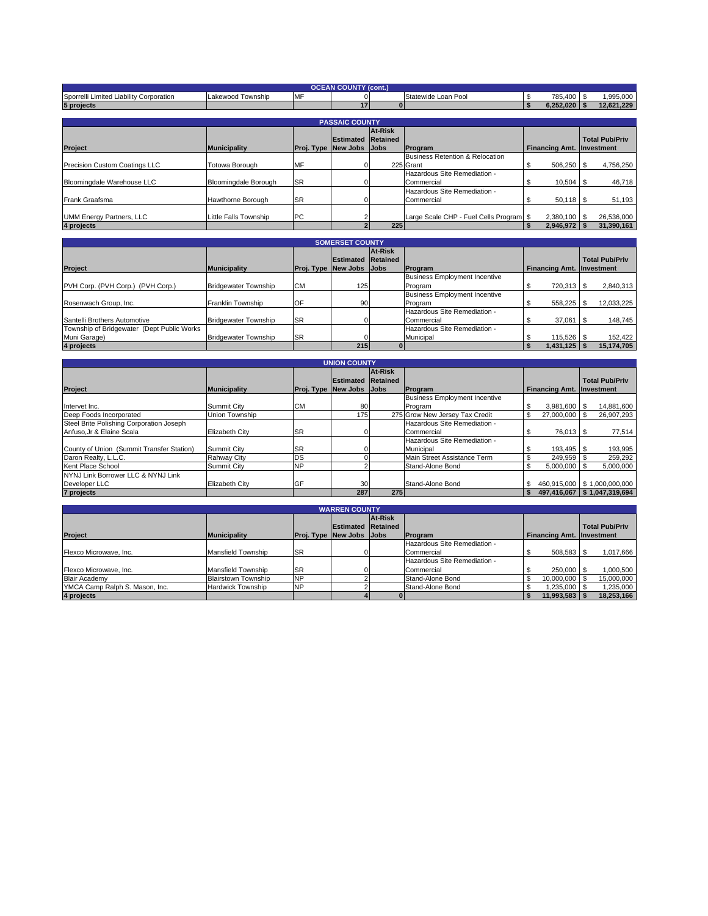## OCEAN COUNTY (cont.)

| Project | Municipality | Proj. Type | Estimated New Jobs | At-Risk Retained Jobs | Program | Financing Amt. | Total Pub/Priv Investment |
|---|---|---|---|---|---|---|---|
| Sporrelli Limited Liability Corporation | Lakewood Township | MF | 0 | | Statewide Loan Pool | $ 785,400 | $ 1,995,000 |
| **5 projects** | | | **17** | **0** | | **$ 6,252,020** | **$ 12,621,229** |

## PASSAIC COUNTY

| Project | Municipality | Proj. Type | Estimated New Jobs | At-Risk Retained Jobs | Program | Financing Amt. | Total Pub/Priv Investment |
|---|---|---|---|---|---|---|---|
| Precision Custom Coatings LLC | Totowa Borough | MF | 0 | 225 | Business Retention & Relocation Grant | $ 506,250 | $ 4,756,250 |
| Bloomingdale Warehouse LLC | Bloomingdale Borough | SR | 0 | | Hazardous Site Remediation - Commercial | $ 10,504 | $ 46,718 |
| Frank Graafsma | Hawthorne Borough | SR | 0 | | Hazardous Site Remediation - Commercial | $ 50,118 | $ 51,193 |
| UMM Energy Partners, LLC | Little Falls Township | PC | 2 | | Large Scale CHP - Fuel Cells Program | $ 2,380,100 | $ 26,536,000 |
| **4 projects** | | | **2** | **225** | | **$ 2,946,972** | **$ 31,390,161** |

## SOMERSET COUNTY

| Project | Municipality | Proj. Type | Estimated New Jobs | At-Risk Retained Jobs | Program | Financing Amt. | Total Pub/Priv Investment |
|---|---|---|---|---|---|---|---|
| PVH Corp. (PVH Corp.) (PVH Corp.) | Bridgewater Township | CM | 125 | | Business Employment Incentive Program | $ 720,313 | $ 2,840,313 |
| Rosenwach Group, Inc. | Franklin Township | OF | 90 | | Business Employment Incentive Program | $ 558,225 | $ 12,033,225 |
| Santelli Brothers Automotive | Bridgewater Township | SR | 0 | | Hazardous Site Remediation - Commercial | $ 37,061 | $ 148,745 |
| Township of Bridgewater (Dept Public Works Muni Garage) | Bridgewater Township | SR | 0 | | Hazardous Site Remediation - Municipal | $ 115,526 | $ 152,422 |
| **4 projects** | | | **215** | **0** | | **$ 1,431,125** | **$ 15,174,705** |

## UNION COUNTY

| Project | Municipality | Proj. Type | Estimated New Jobs | At-Risk Retained Jobs | Program | Financing Amt. | Total Pub/Priv Investment |
|---|---|---|---|---|---|---|---|
| Intervet Inc. | Summit City | CM | 80 | | Business Employment Incentive Program | $ 3,981,600 | $ 14,881,600 |
| Deep Foods Incorporated | Union Township | | 175 | 275 | Grow New Jersey Tax Credit | $ 27,000,000 | $ 26,907,293 |
| Steel Brite Polishing Corporation Joseph Anfuso,Jr & Elaine Scala | Elizabeth City | SR | 0 | | Hazardous Site Remediation - Commercial | $ 76,013 | $ 77,514 |
| County of Union (Summit Transfer Station) | Summit City | SR | 0 | | Hazardous Site Remediation - Municipal | $ 193,495 | $ 193,995 |
| Daron Realty, L.L.C. | Rahway City | DS | 0 | | Main Street Assistance Term | $ 249,959 | $ 259,292 |
| Kent Place School | Summit City | NP | 2 | | Stand-Alone Bond | $ 5,000,000 | $ 5,000,000 |
| NYNJ Link Borrower LLC & NYNJ Link Developer LLC | Elizabeth City | GF | 30 | | Stand-Alone Bond | $ 460,915,000 | $ 1,000,000,000 |
| **7 projects** | | | **287** | **275** | | **$ 497,416,067** | **$ 1,047,319,694** |

## WARREN COUNTY

| Project | Municipality | Proj. Type | Estimated New Jobs | At-Risk Retained Jobs | Program | Financing Amt. | Total Pub/Priv Investment |
|---|---|---|---|---|---|---|---|
| Flexco Microwave, Inc. | Mansfield Township | SR | 0 | | Hazardous Site Remediation - Commercial | $ 508,583 | $ 1,017,666 |
| Flexco Microwave, Inc. | Mansfield Township | SR | 0 | | Hazardous Site Remediation - Commercial | $ 250,000 | $ 1,000,500 |
| Blair Academy | Blairstown Township | NP | 2 | | Stand-Alone Bond | $ 10,000,000 | $ 15,000,000 |
| YMCA Camp Ralph S. Mason, Inc. | Hardwick Township | NP | 2 | | Stand-Alone Bond | $ 1,235,000 | $ 1,235,000 |
| **4 projects** | | | **4** | **0** | | **$ 11,993,583** | **$ 18,253,166** |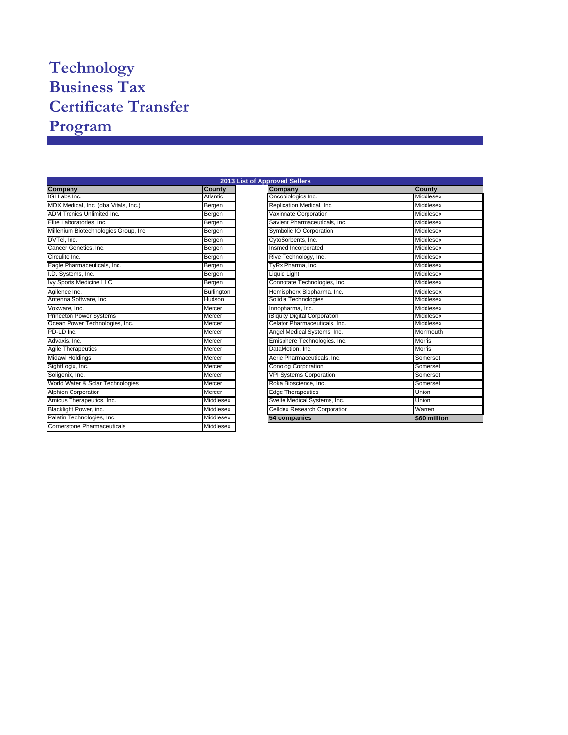# Technology Business Tax Certificate Transfer Program

| 2013 List of Approved Sellers | | | |
|---|---|---|---|
| **Company** | **County** | **Company** | **County** |
| IGI Labs Inc. | Atlantic | Oncobiologics Inc. | Middlesex |
| MDX Medical, Inc. (dba Vitals, Inc.) | Bergen | Replication Medical, Inc. | Middlesex |
| ADM Tronics Unlimited Inc. | Bergen | Vaxinnate Corporation | Middlesex |
| Elite Laboratories, Inc. | Bergen | Savient Pharmaceuticals, Inc. | Middlesex |
| Millenium Biotechnologies Group, Inc | Bergen | Symbolic IO Corporation | Middlesex |
| DVTel, Inc. | Bergen | CytoSorbents, Inc. | Middlesex |
| Cancer Genetics, Inc. | Bergen | Insmed Incorporated | Middlesex |
| Circulite Inc. | Bergen | Rive Technology, Inc. | Middlesex |
| Eagle Pharmaceuticals, Inc. | Bergen | TyRx Pharma, Inc. | Middlesex |
| I.D. Systems, Inc. | Bergen | Liquid Light | Middlesex |
| Ivy Sports Medicine LLC | Bergen | Connotate Technologies, Inc. | Middlesex |
| Agilence Inc. | Burlington | Hemispherx Biopharma, Inc. | Middlesex |
| Antenna Software, Inc. | Hudson | Solidia Technologies | Middlesex |
| Voxware, Inc. | Mercer | Innopharma, Inc. | Middlesex |
| Princeton Power Systems | Mercer | iBiquity Digital Corporation | Middlesex |
| Ocean Power Technologies, Inc. | Mercer | Celator Pharmaceuticals, Inc. | Middlesex |
| PD-LD Inc. | Mercer | Angel Medical Systems, Inc. | Monmouth |
| Advaxis, Inc. | Mercer | Emisphere Technologies, Inc. | Morris |
| Agile Therapeutics | Mercer | DataMotion, Inc. | Morris |
| Midawi Holdings | Mercer | Aerie Pharmaceuticals, Inc. | Somerset |
| SightLogix, Inc. | Mercer | Conolog Corporation | Somerset |
| Soligenix, Inc. | Mercer | VPI Systems Corporation | Somerset |
| World Water & Solar Technologies | Mercer | Roka Bioscience, Inc. | Somerset |
| Alphion Corporation | Mercer | Edge Therapeutics | Union |
| Amicus Therapeutics, Inc. | Middlesex | Svelte Medical Systems, Inc. | Union |
| Blacklight Power, inc. | Middlesex | Celldex Research Corporation | Warren |
| Palatin Technologies, Inc. | Middlesex | **54 companies** | **$60 million** |
| Cornerstone Pharmaceuticals | Middlesex | | |